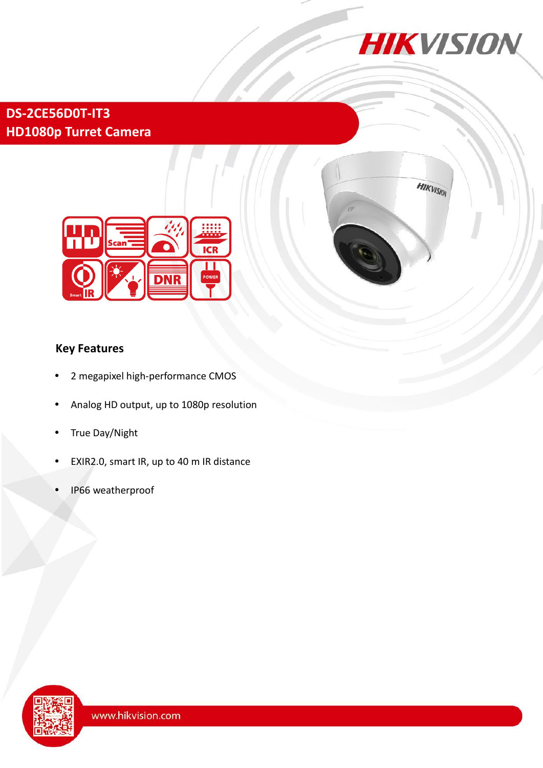# DS-2CE56D0T-IT3
## HD1080p Turret Camera

### Key Features

- 2 megapixel high-performance CMOS
- Analog HD output, up to 1080p resolution
- True Day/Night
- EXIR2.0, smart IR, up to 40 m IR distance
- IP66 weatherproof

www.hikvision.com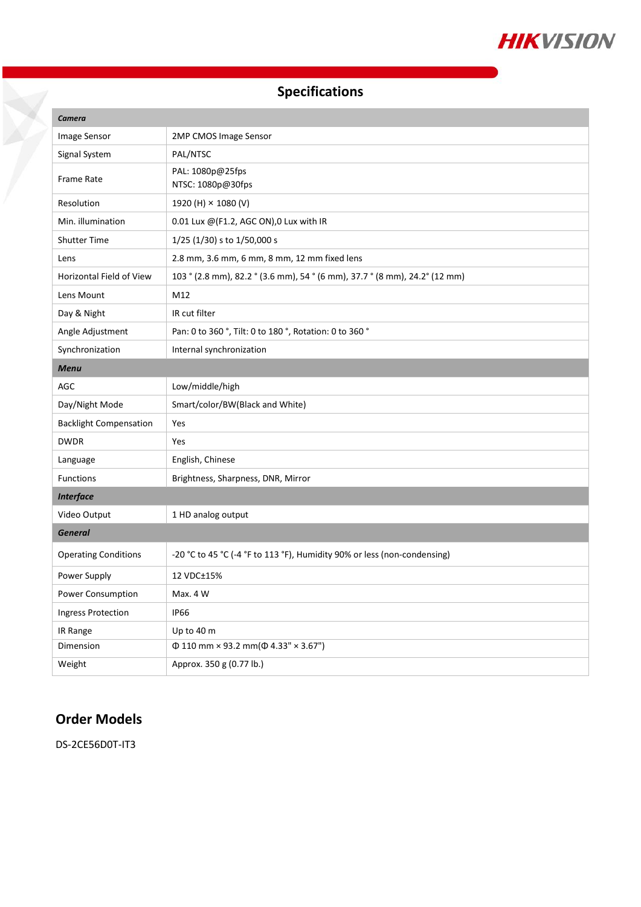## Specifications

| *Camera* | |
|---|---|
| Image Sensor | 2MP CMOS Image Sensor |
| Signal System | PAL/NTSC |
| Frame Rate | PAL: 1080p@25fps<br>NTSC: 1080p@30fps |
| Resolution | 1920 (H) × 1080 (V) |
| Min. illumination | 0.01 Lux @(F1.2, AGC ON),0 Lux with IR |
| Shutter Time | 1/25 (1/30) s to 1/50,000 s |
| Lens | 2.8 mm, 3.6 mm, 6 mm, 8 mm, 12 mm fixed lens |
| Horizontal Field of View | 103 ° (2.8 mm), 82.2 ° (3.6 mm), 54 ° (6 mm), 37.7 ° (8 mm), 24.2° (12 mm) |
| Lens Mount | M12 |
| Day & Night | IR cut filter |
| Angle Adjustment | Pan: 0 to 360 °, Tilt: 0 to 180 °, Rotation: 0 to 360 ° |
| Synchronization | Internal synchronization |
| ***Menu*** | |
| AGC | Low/middle/high |
| Day/Night Mode | Smart/color/BW(Black and White) |
| Backlight Compensation | Yes |
| DWDR | Yes |
| Language | English, Chinese |
| Functions | Brightness, Sharpness, DNR, Mirror |
| ***Interface*** | |
| Video Output | 1 HD analog output |
| ***General*** | |
| Operating Conditions | -20 °C to 45 °C (-4 °F to 113 °F), Humidity 90% or less (non-condensing) |
| Power Supply | 12 VDC±15% |
| Power Consumption | Max. 4 W |
| Ingress Protection | IP66 |
| IR Range | Up to 40 m |
| Dimension | Φ 110 mm × 93.2 mm(Φ 4.33" × 3.67") |
| Weight | Approx. 350 g (0.77 lb.) |

## Order Models

DS-2CE56D0T-IT3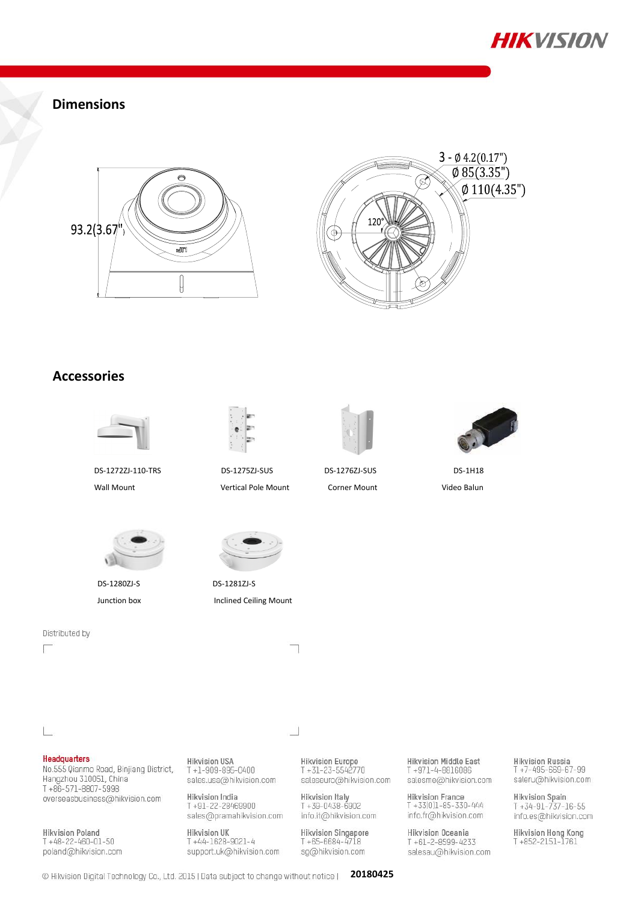## Dimensions

93.2(3.67")

3 - Ø 4.2(0.17")

Ø 85(3.35")

Ø 110(4.35")

120°

## Accessories

DS-1272ZJ-110-TRS

Wall Mount

DS-1275ZJ-SUS

Vertical Pole Mount

DS-1276ZJ-SUS

Corner Mount

DS-1H18

Video Balun

DS-1280ZJ-S

Junction box

DS-1281ZJ-S

Inclined Ceiling Mount

Distributed by

**Headquarters**
No.555 Qianmo Road, Binjiang District, Hangzhou 310051, China
T +86-571-8807-5998
overseasbusiness@hikvision.com

**Hikvision USA**
T +1-909-895-0400
sales.usa@hikvision.com

**Hikvision India**
T +91-22-28469900
sales@pramahikvision.com

**Hikvision Europe**
T +31-23-5542770
saleseuro@hikvision.com

**Hikvision Italy**
T +39-0438-6902
info.it@hikvision.com

**Hikvision Middle East**
T +971-4-8816086
salesme@hikvision.com

**Hikvision France**
T +33(0)1-85-330-444
info.fr@hikvision.com

**Hikvision Russia**
T +7-495-669-67-99
saleru@hikvision.com

**Hikvision Spain**
T +34-91-737-16-55
info.es@hikvision.com

**Hikvision Poland**
T +48-22-460-01-50
poland@hikvision.com

**Hikvision UK**
T +44-1628-9021-4
support.uk@hikvision.com

**Hikvision Singapore**
T +65-6684-4718
sg@hikvision.com

**Hikvision Oceania**
T +61-2-8599-4233
salesau@hikvision.com

**Hikvision Hong Kong**
T +852-2151-1761

© Hikvision Digital Technology Co., Ltd. 2015 | Data subject to change without notice | **20180425**